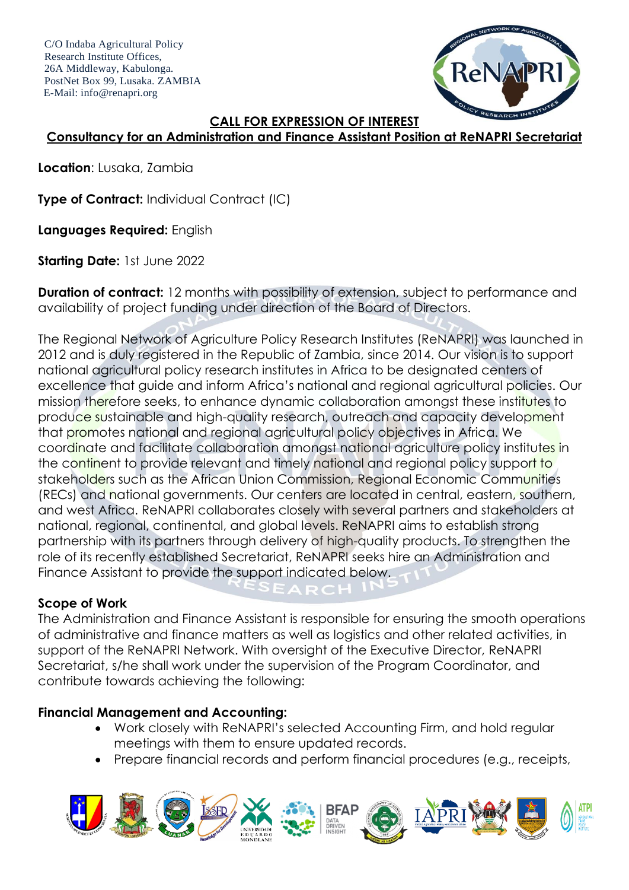C/O Indaba Agricultural Policy
Research Institute Offices,
26A Middleway, Kabulonga.
PostNet Box 99, Lusaka. ZAMBIA
E-Mail: info@renapri.org

## CALL FOR EXPRESSION OF INTEREST

## Consultancy for an Administration and Finance Assistant Position at ReNAPRI Secretariat

**Location**: Lusaka, Zambia

**Type of Contract:** Individual Contract (IC)

**Languages Required:** English

**Starting Date:** 1st June 2022

**Duration of contract:** 12 months with possibility of extension, subject to performance and availability of project funding under direction of the Board of Directors.

The Regional Network of Agriculture Policy Research Institutes (ReNAPRI) was launched in 2012 and is duly registered in the Republic of Zambia, since 2014. Our vision is to support national agricultural policy research institutes in Africa to be designated centers of excellence that guide and inform Africa's national and regional agricultural policies. Our mission therefore seeks, to enhance dynamic collaboration amongst these institutes to produce sustainable and high-quality research, outreach and capacity development that promotes national and regional agricultural policy objectives in Africa. We coordinate and facilitate collaboration amongst national agriculture policy institutes in the continent to provide relevant and timely national and regional policy support to stakeholders such as the African Union Commission, Regional Economic Communities (RECs) and national governments. Our centers are located in central, eastern, southern, and west Africa. ReNAPRI collaborates closely with several partners and stakeholders at national, regional, continental, and global levels. ReNAPRI aims to establish strong partnership with its partners through delivery of high-quality products. To strengthen the role of its recently established Secretariat, ReNAPRI seeks hire an Administration and Finance Assistant to provide the support indicated below.

### Scope of Work

The Administration and Finance Assistant is responsible for ensuring the smooth operations of administrative and finance matters as well as logistics and other related activities, in support of the ReNAPRI Network. With oversight of the Executive Director, ReNAPRI Secretariat, s/he shall work under the supervision of the Program Coordinator, and contribute towards achieving the following:

### Financial Management and Accounting:

- Work closely with ReNAPRI's selected Accounting Firm, and hold regular meetings with them to ensure updated records.
- Prepare financial records and perform financial procedures (e.g., receipts,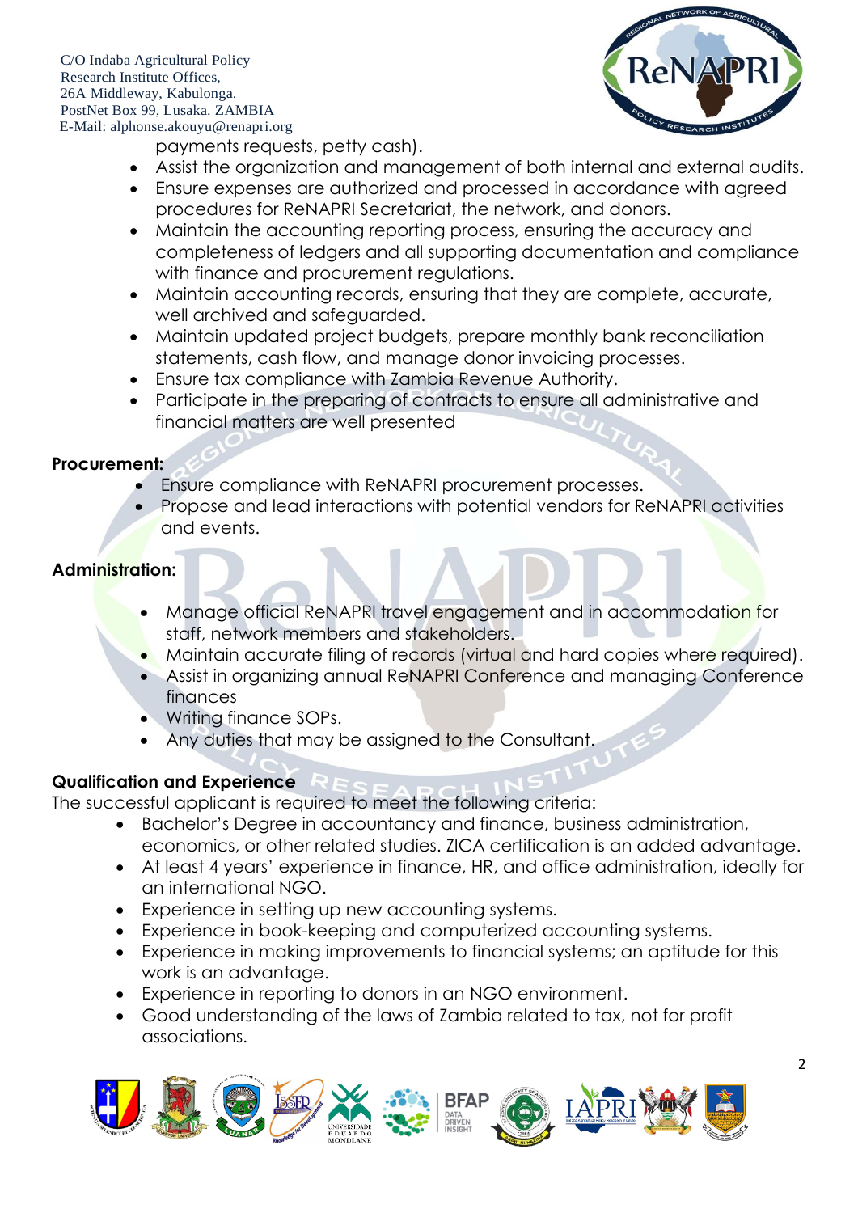payments requests, petty cash).

- Assist the organization and management of both internal and external audits.
- Ensure expenses are authorized and processed in accordance with agreed procedures for ReNAPRI Secretariat, the network, and donors.
- Maintain the accounting reporting process, ensuring the accuracy and completeness of ledgers and all supporting documentation and compliance with finance and procurement regulations.
- Maintain accounting records, ensuring that they are complete, accurate, well archived and safeguarded.
- Maintain updated project budgets, prepare monthly bank reconciliation statements, cash flow, and manage donor invoicing processes.
- Ensure tax compliance with Zambia Revenue Authority.
- Participate in the preparing of contracts to ensure all administrative and financial matters are well presented

**Procurement:**

- Ensure compliance with ReNAPRI procurement processes.
- Propose and lead interactions with potential vendors for ReNAPRI activities and events.

**Administration:**

- Manage official ReNAPRI travel engagement and in accommodation for staff, network members and stakeholders.
- Maintain accurate filing of records (virtual and hard copies where required).
- Assist in organizing annual ReNAPRI Conference and managing Conference finances
- Writing finance SOPs.
- Any duties that may be assigned to the Consultant.

**Qualification and Experience**

The successful applicant is required to meet the following criteria:

- Bachelor's Degree in accountancy and finance, business administration, economics, or other related studies. ZICA certification is an added advantage.
- At least 4 years' experience in finance, HR, and office administration, ideally for an international NGO.
- Experience in setting up new accounting systems.
- Experience in book-keeping and computerized accounting systems.
- Experience in making improvements to financial systems; an aptitude for this work is an advantage.
- Experience in reporting to donors in an NGO environment.
- Good understanding of the laws of Zambia related to tax, not for profit associations.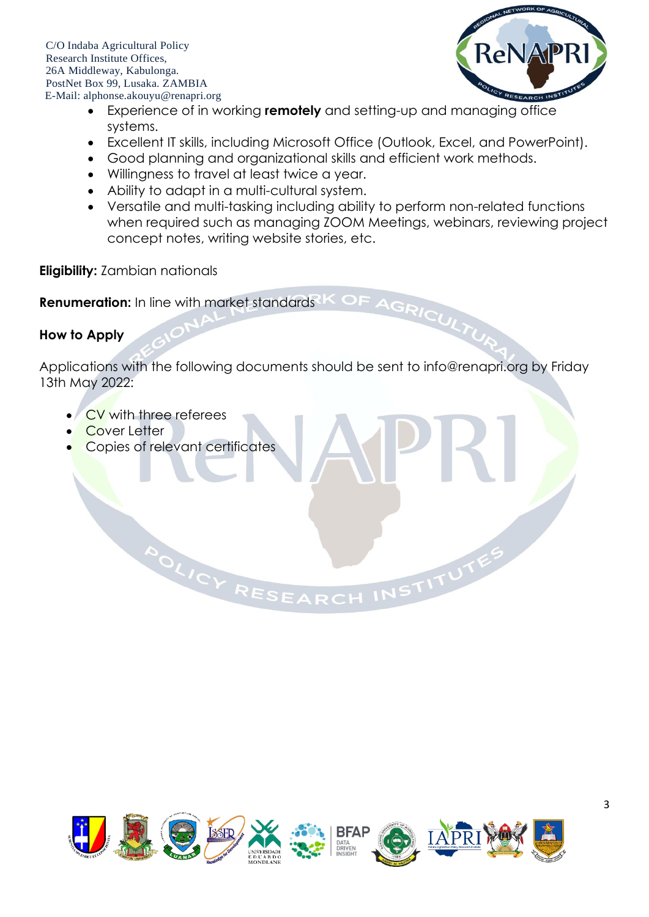C/O Indaba Agricultural Policy
Research Institute Offices,
26A Middleway, Kabulonga.
PostNet Box 99, Lusaka. ZAMBIA
E-Mail: alphonse.akouyu@renapri.org

- Experience of in working **remotely** and setting-up and managing office systems.
- Excellent IT skills, including Microsoft Office (Outlook, Excel, and PowerPoint).
- Good planning and organizational skills and efficient work methods.
- Willingness to travel at least twice a year.
- Ability to adapt in a multi-cultural system.
- Versatile and multi-tasking including ability to perform non-related functions when required such as managing ZOOM Meetings, webinars, reviewing project concept notes, writing website stories, etc.

**Eligibility:** Zambian nationals

**Renumeration:** In line with market standards

**How to Apply**

Applications with the following documents should be sent to info@renapri.org by Friday 13th May 2022:

- CV with three referees
- Cover Letter
- Copies of relevant certificates